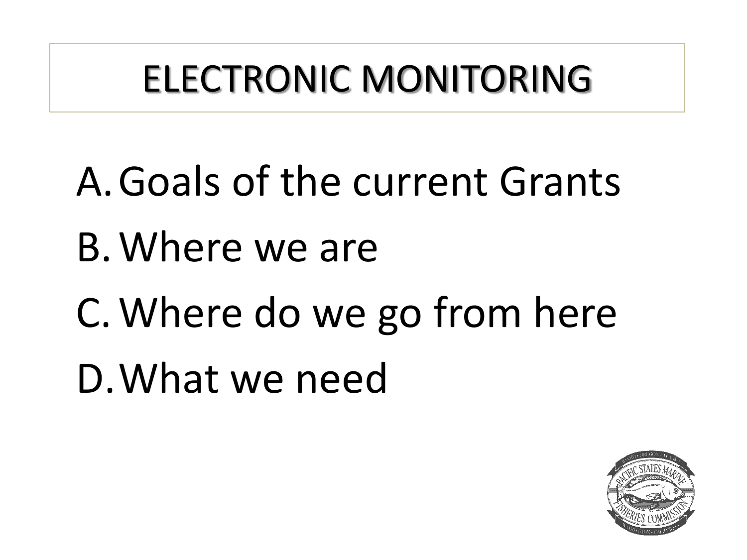# ELECTRONIC MONITORING

A. Goals of the current Grants
B. Where we are
C. Where do we go from here
D. What we need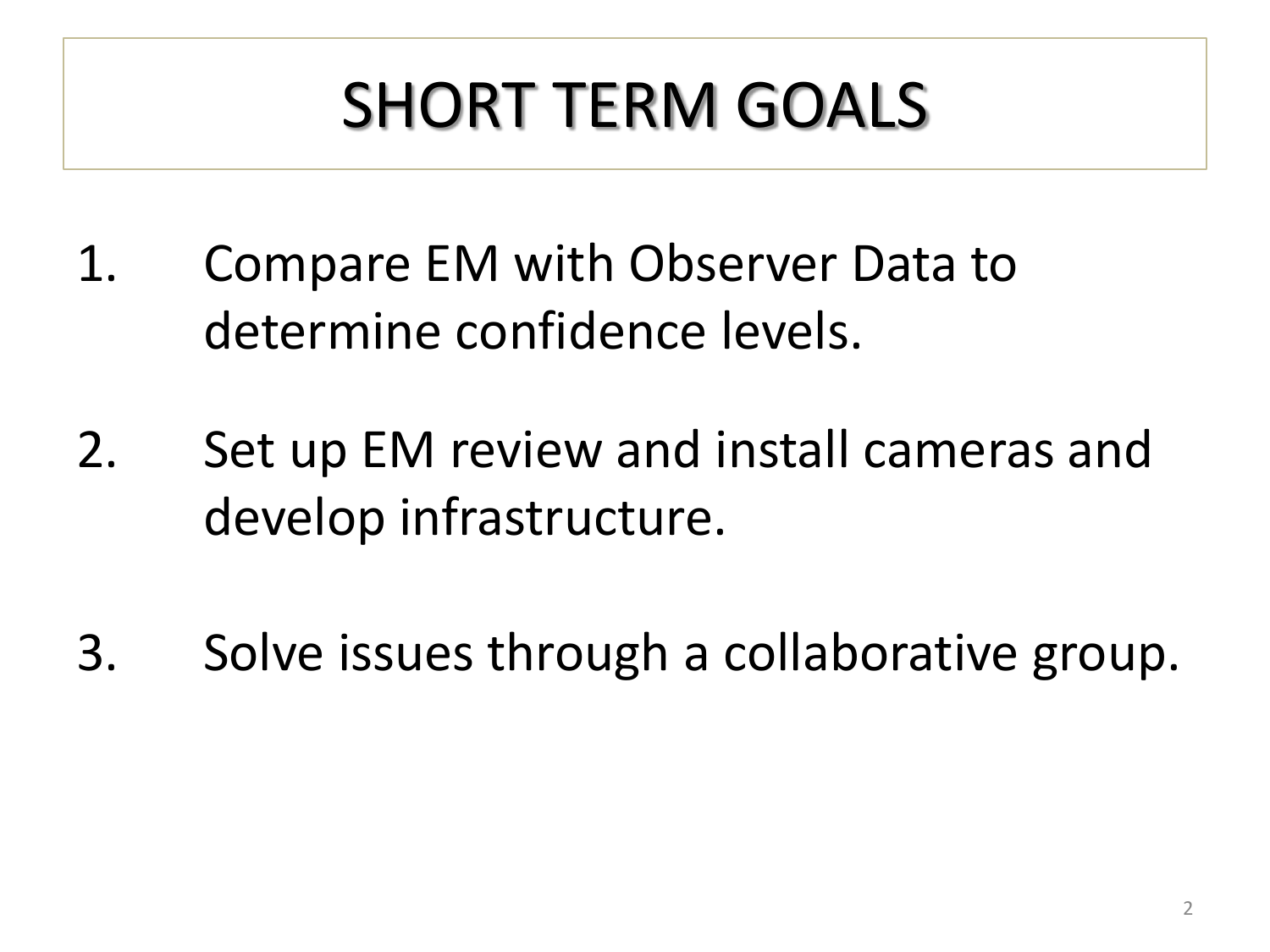# SHORT TERM GOALS

1. Compare EM with Observer Data to determine confidence levels.
2. Set up EM review and install cameras and develop infrastructure.
3. Solve issues through a collaborative group.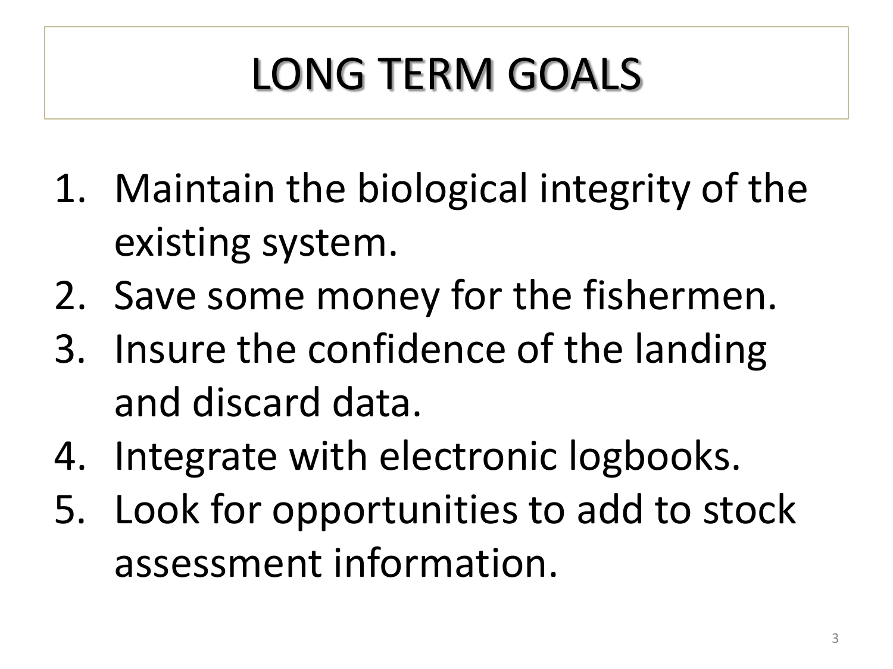# LONG TERM GOALS

1. Maintain the biological integrity of the existing system.
2. Save some money for the fishermen.
3. Insure the confidence of the landing and discard data.
4. Integrate with electronic logbooks.
5. Look for opportunities to add to stock assessment information.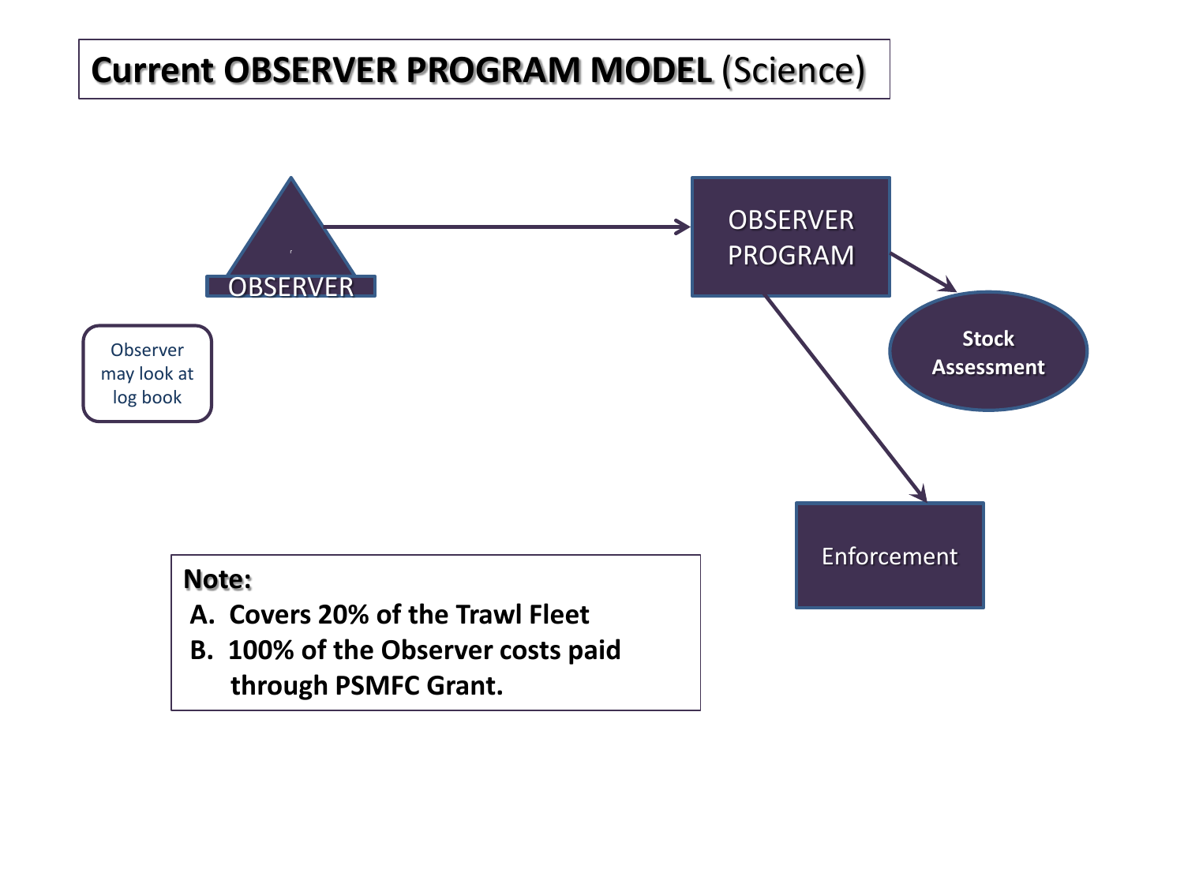# Current OBSERVER PROGRAM MODEL (Science)

OBSERVER

OBSERVER PROGRAM

Stock Assessment

Enforcement

Observer may look at log book

**Note:**

**A. Covers 20% of the Trawl Fleet**

**B. 100% of the Observer costs paid through PSMFC Grant.**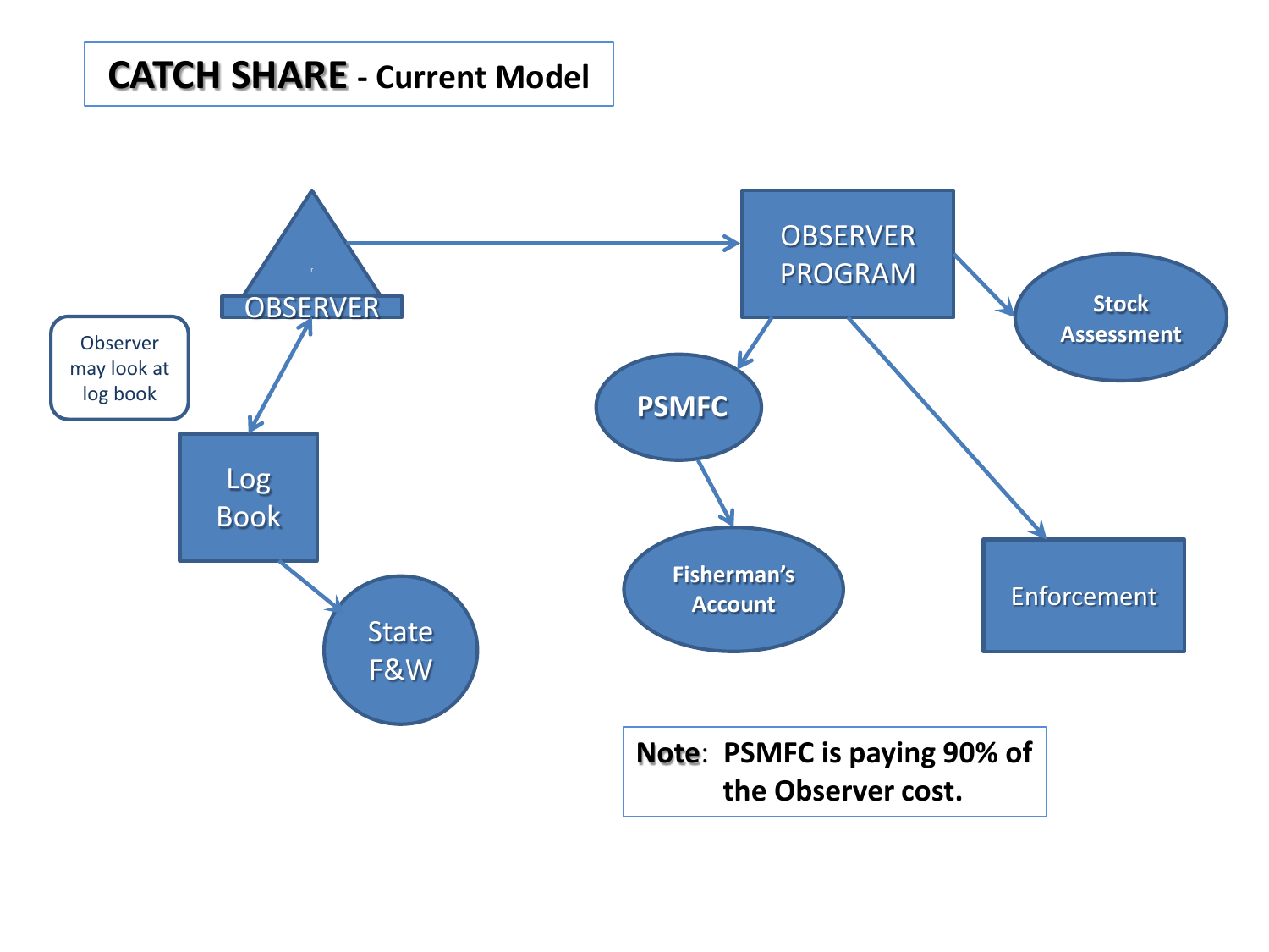# CATCH SHARE - Current Model

OBSERVER

Observer may look at log book

Log Book

State F&W

OBSERVER PROGRAM

Stock Assessment

PSMFC

Fisherman's Account

Enforcement

**Note**: PSMFC is paying 90% of the Observer cost.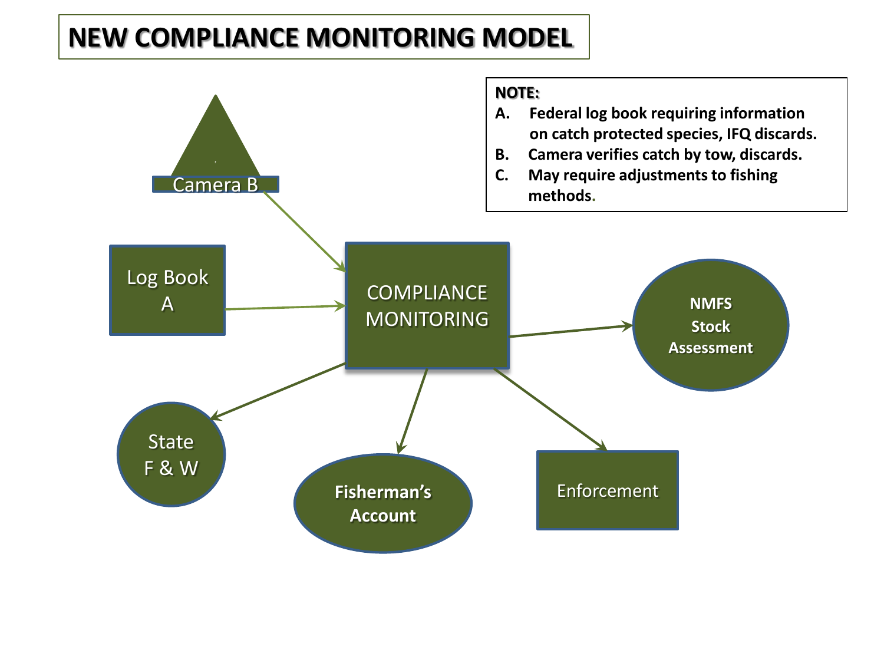# NEW COMPLIANCE MONITORING MODEL

**NOTE:**

**A. Federal log book requiring information on catch protected species, IFQ discards.**

**B. Camera verifies catch by tow, discards.**

**C. May require adjustments to fishing methods.**

Camera B

Log Book A

COMPLIANCE MONITORING

**NMFS Stock Assessment**

State F & W

**Fisherman's Account**

Enforcement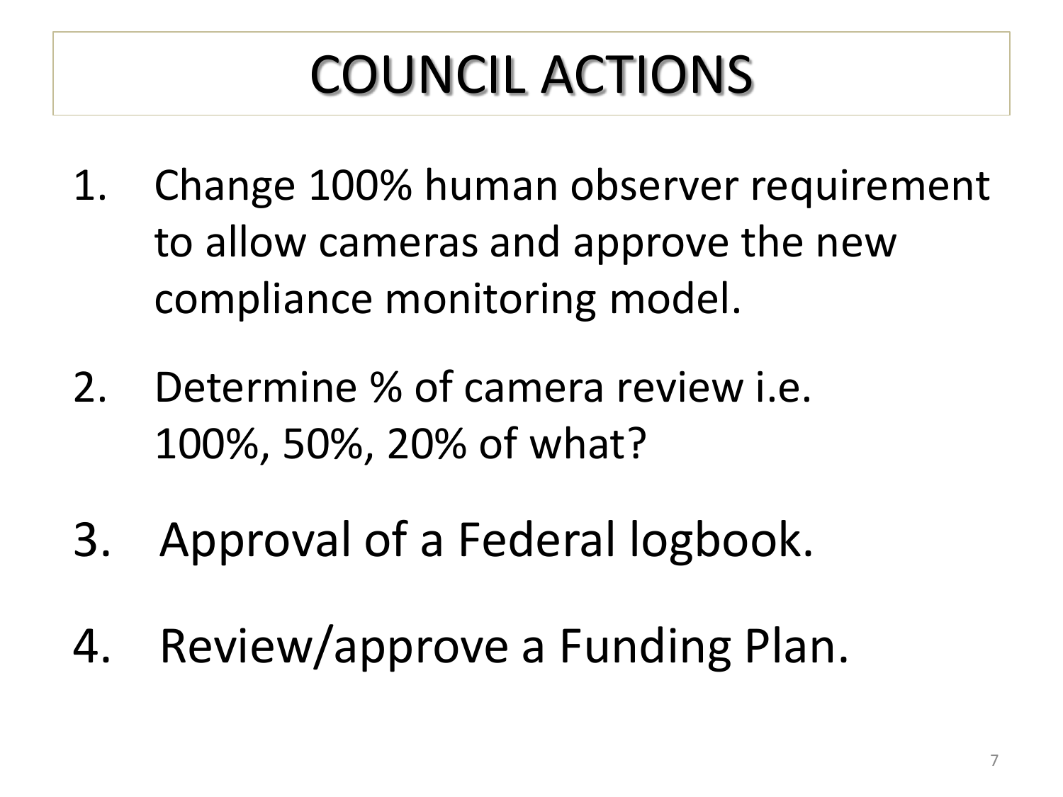# COUNCIL ACTIONS

1. Change 100% human observer requirement to allow cameras and approve the new compliance monitoring model.
2. Determine % of camera review i.e. 100%, 50%, 20% of what?
3. Approval of a Federal logbook.
4. Review/approve a Funding Plan.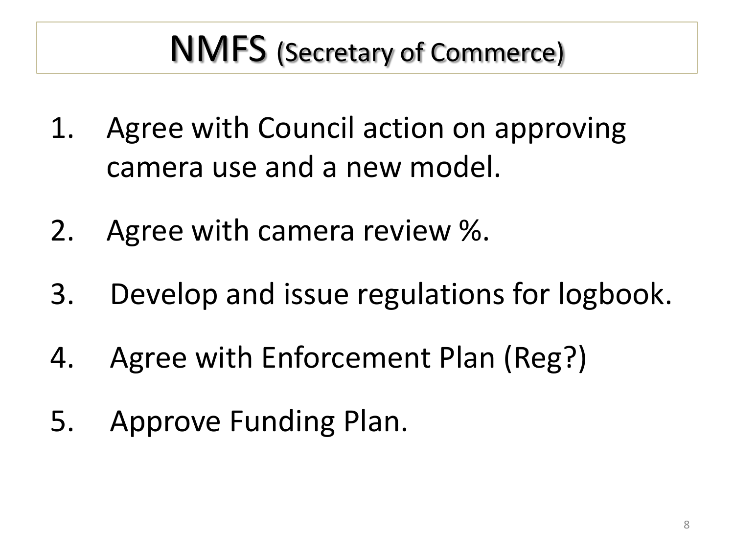# NMFS (Secretary of Commerce)

1. Agree with Council action on approving camera use and a new model.
2. Agree with camera review %.
3. Develop and issue regulations for logbook.
4. Agree with Enforcement Plan (Reg?)
5. Approve Funding Plan.